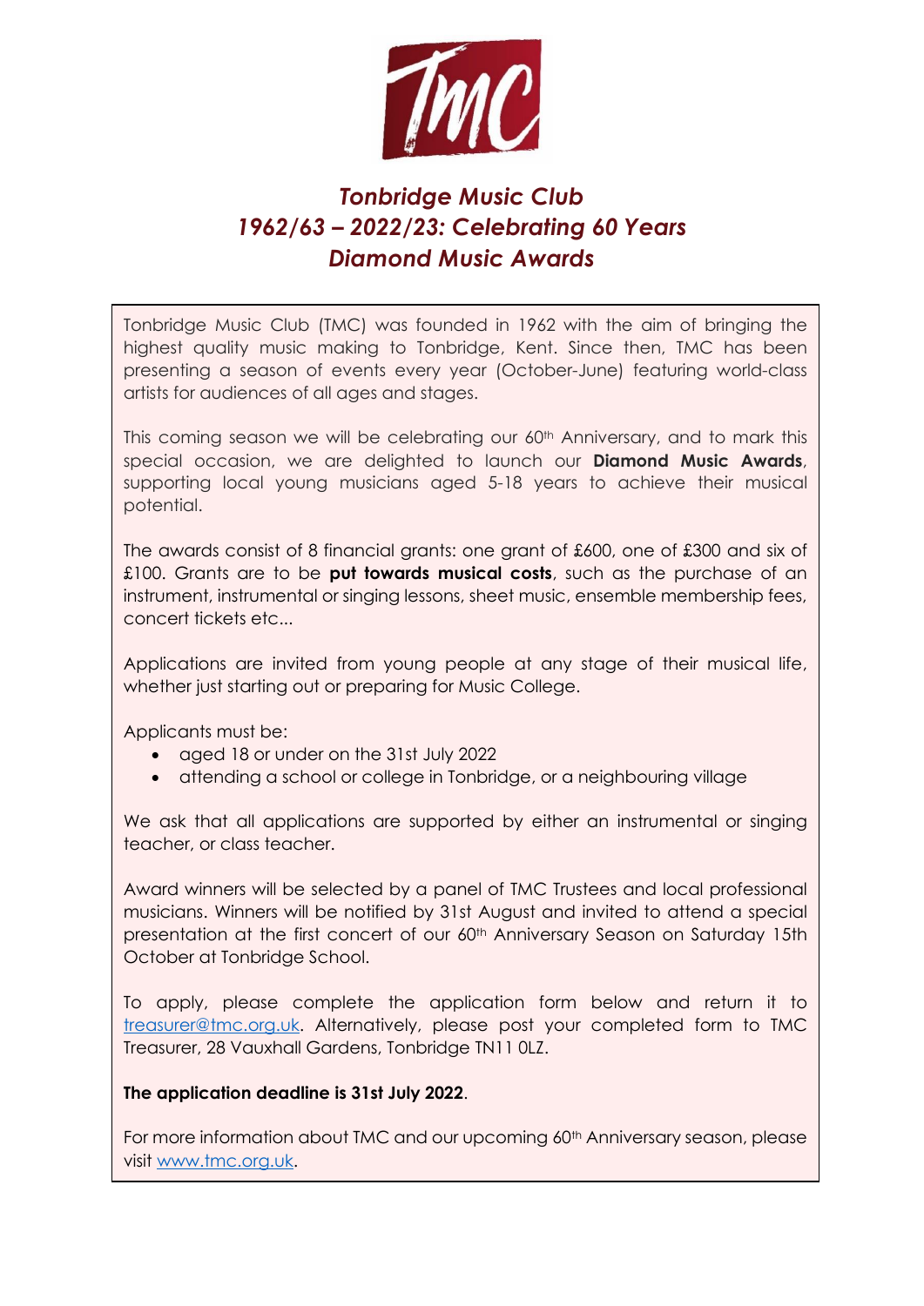# *Tonbridge Music Club*
# *1962/63 – 2022/23: Celebrating 60 Years*
# *Diamond Music Awards*

Tonbridge Music Club (TMC) was founded in 1962 with the aim of bringing the highest quality music making to Tonbridge, Kent. Since then, TMC has been presenting a season of events every year (October-June) featuring world-class artists for audiences of all ages and stages.

This coming season we will be celebrating our 60th Anniversary, and to mark this special occasion, we are delighted to launch our **Diamond Music Awards**, supporting local young musicians aged 5-18 years to achieve their musical potential.

The awards consist of 8 financial grants: one grant of £600, one of £300 and six of £100. Grants are to be **put towards musical costs**, such as the purchase of an instrument, instrumental or singing lessons, sheet music, ensemble membership fees, concert tickets etc...

Applications are invited from young people at any stage of their musical life, whether just starting out or preparing for Music College.

Applicants must be:

- aged 18 or under on the 31st July 2022
- attending a school or college in Tonbridge, or a neighbouring village

We ask that all applications are supported by either an instrumental or singing teacher, or class teacher.

Award winners will be selected by a panel of TMC Trustees and local professional musicians. Winners will be notified by 31st August and invited to attend a special presentation at the first concert of our 60th Anniversary Season on Saturday 15th October at Tonbridge School.

To apply, please complete the application form below and return it to treasurer@tmc.org.uk. Alternatively, please post your completed form to TMC Treasurer, 28 Vauxhall Gardens, Tonbridge TN11 0LZ.

**The application deadline is 31st July 2022**.

For more information about TMC and our upcoming 60th Anniversary season, please visit www.tmc.org.uk.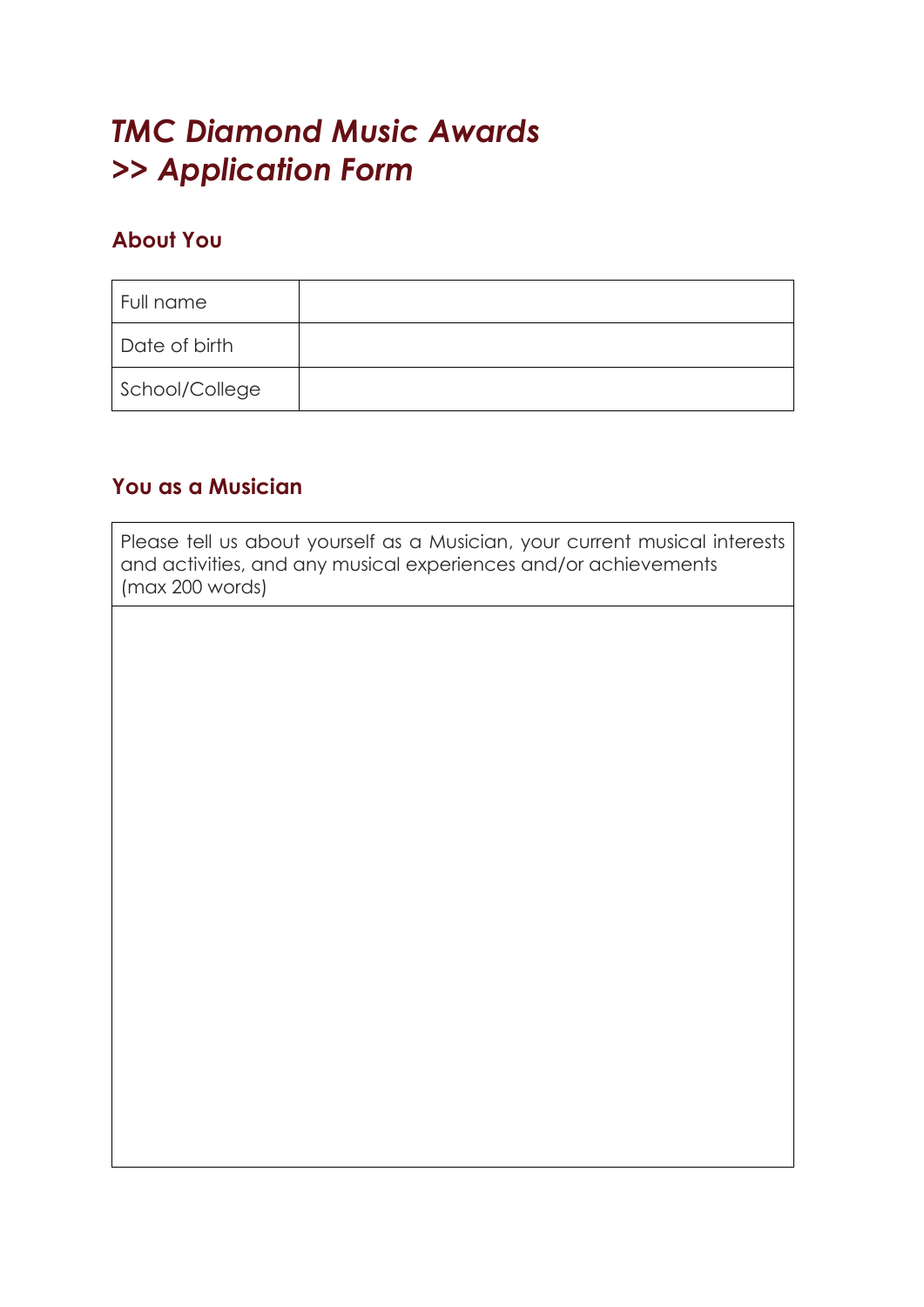# *TMC Diamond Music Awards*
# *>> Application Form*

## About You

| Full name | |
|---|---|
| Date of birth | |
| School/College | |

## You as a Musician

| Please tell us about yourself as a Musician, your current musical interests and activities, and any musical experiences and/or achievements (max 200 words) |
|---|
| |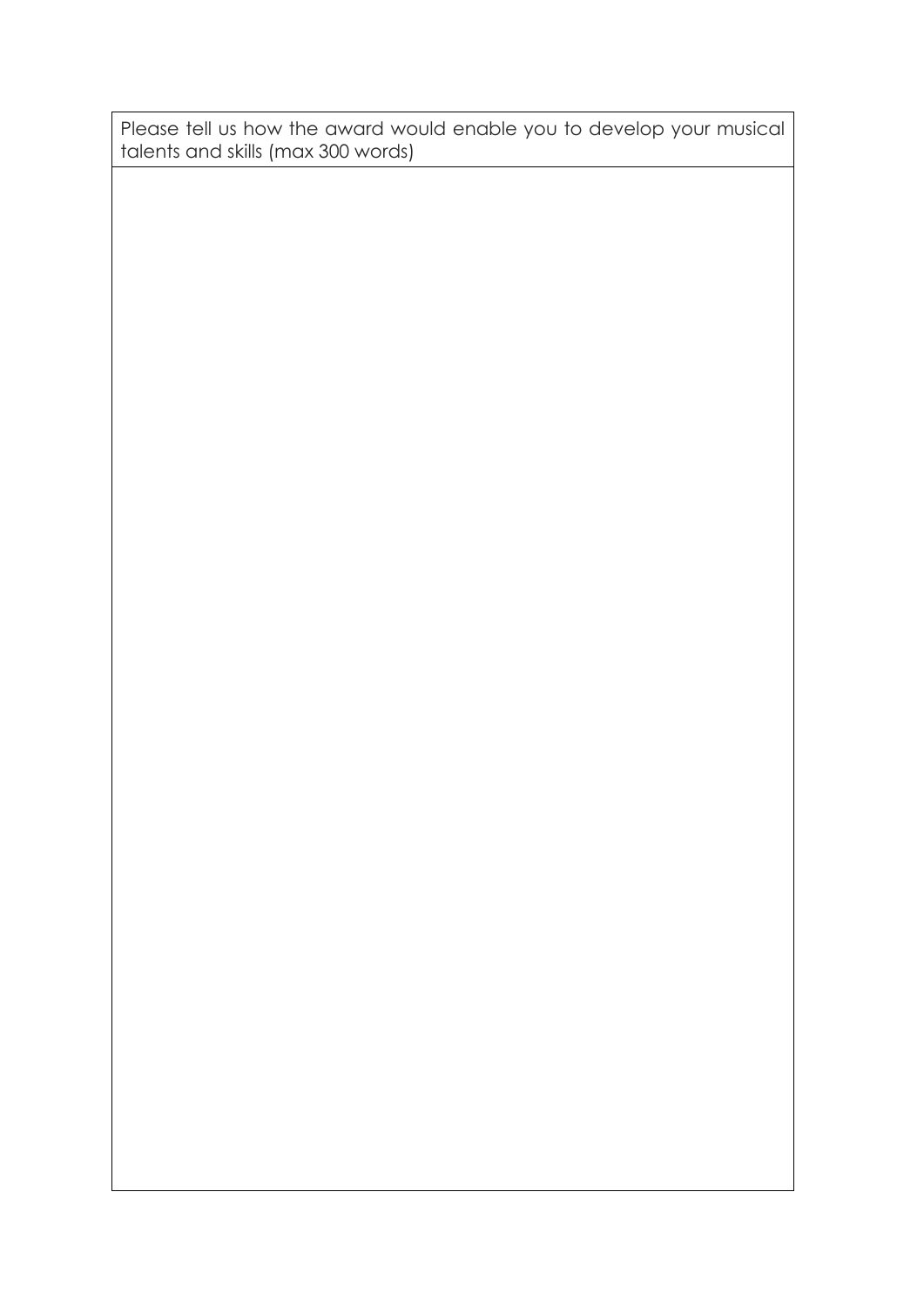| Please tell us how the award would enable you to develop your musical talents and skills (max 300 words) |
| --- |
| |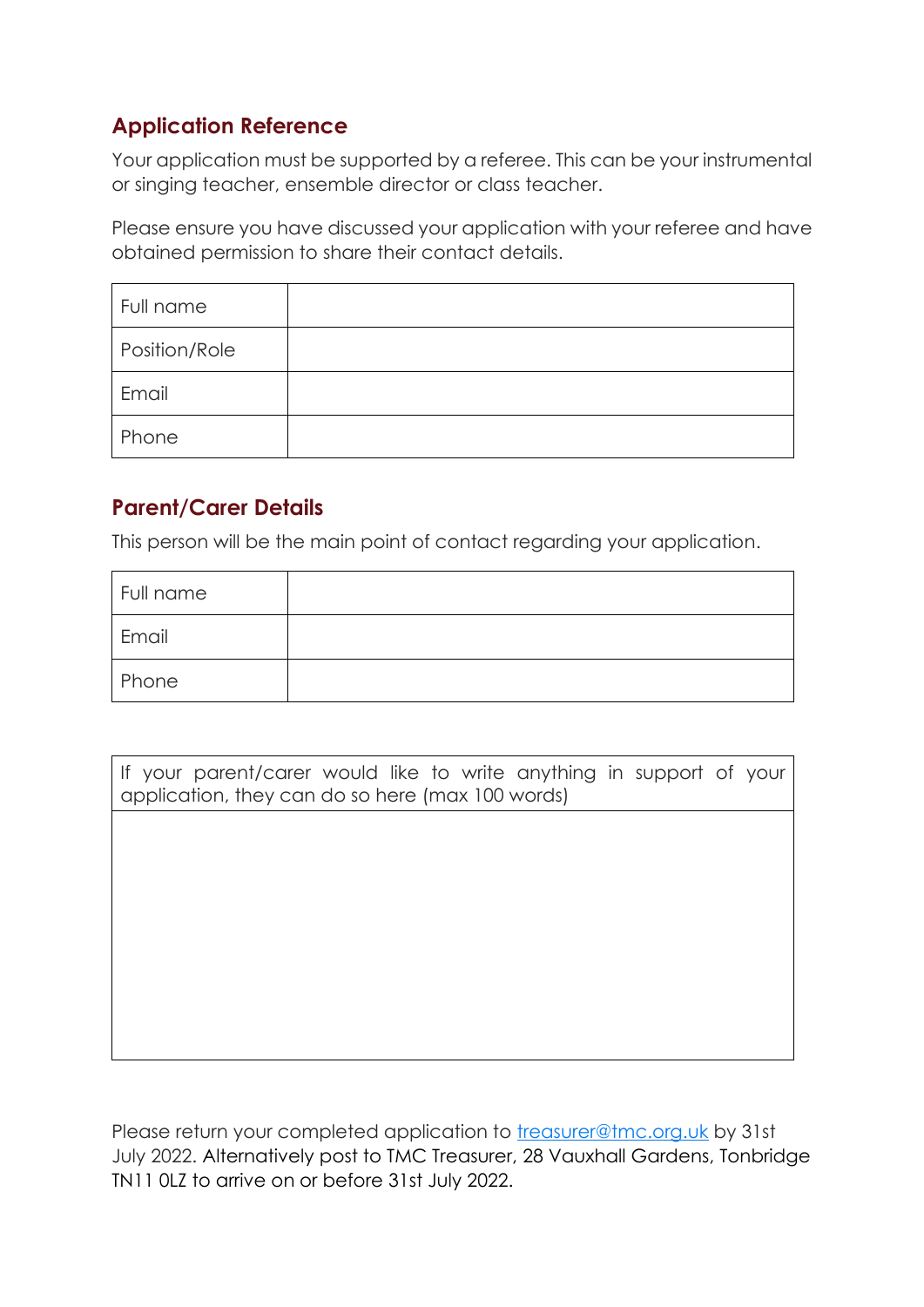## Application Reference

Your application must be supported by a referee. This can be your instrumental or singing teacher, ensemble director or class teacher.

Please ensure you have discussed your application with your referee and have obtained permission to share their contact details.

| | |
|---|---|
| Full name | |
| Position/Role | |
| Email | |
| Phone | |

## Parent/Carer Details

This person will be the main point of contact regarding your application.

| | |
|---|---|
| Full name | |
| Email | |
| Phone | |

| If your parent/carer would like to write anything in support of your application, they can do so here (max 100 words) |
|---|
| |

Please return your completed application to treasurer@tmc.org.uk by 31st July 2022. Alternatively post to TMC Treasurer, 28 Vauxhall Gardens, Tonbridge TN11 0LZ to arrive on or before 31st July 2022.